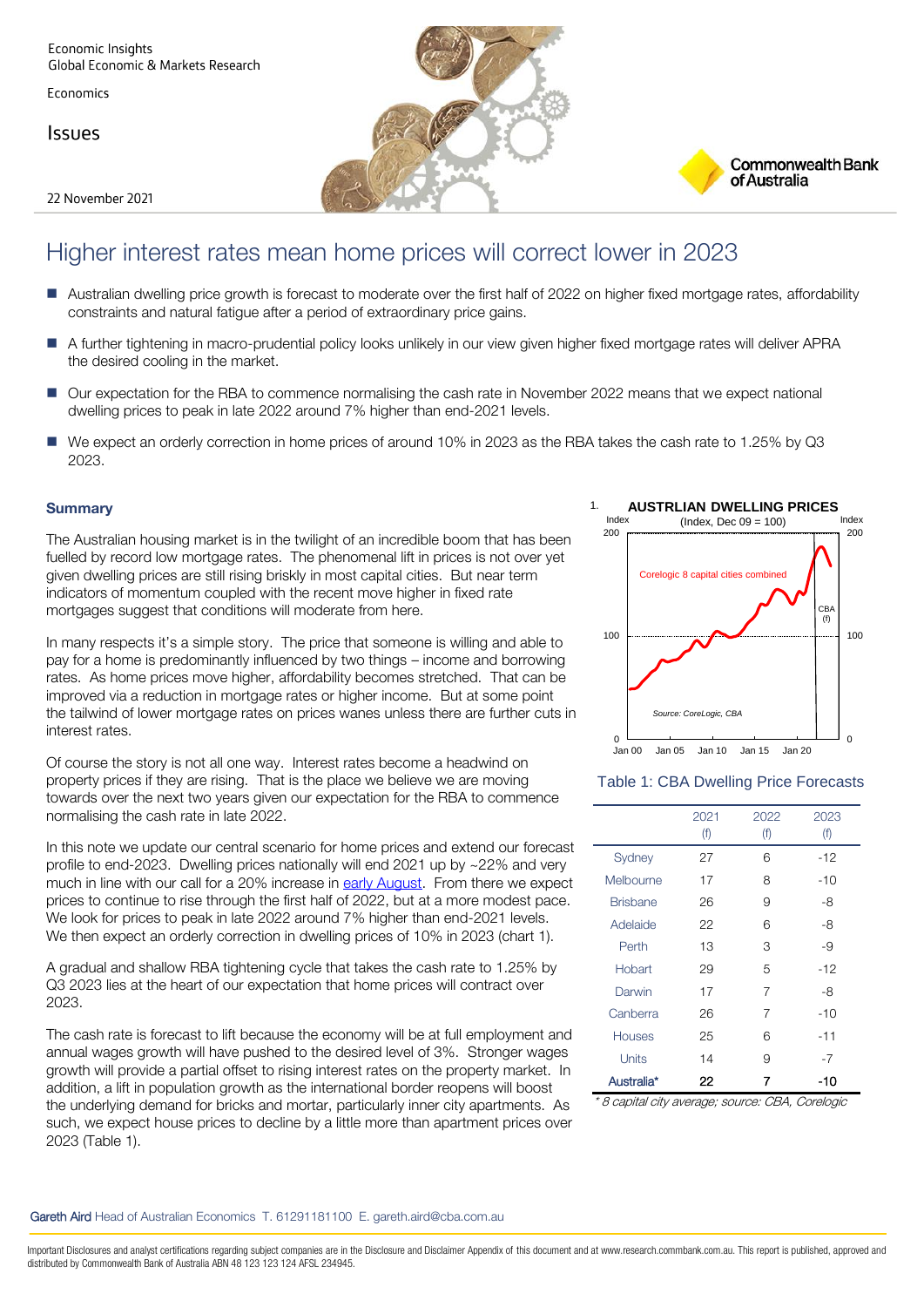Economic Insights
Global Economic & Markets Research

Economics

Issues

22 November 2021

# Higher interest rates mean home prices will correct lower in 2023

- Australian dwelling price growth is forecast to moderate over the first half of 2022 on higher fixed mortgage rates, affordability constraints and natural fatigue after a period of extraordinary price gains.
- A further tightening in macro-prudential policy looks unlikely in our view given higher fixed mortgage rates will deliver APRA the desired cooling in the market.
- Our expectation for the RBA to commence normalising the cash rate in November 2022 means that we expect national dwelling prices to peak in late 2022 around 7% higher than end-2021 levels.
- We expect an orderly correction in home prices of around 10% in 2023 as the RBA takes the cash rate to 1.25% by Q3 2023.

## Summary

The Australian housing market is in the twilight of an incredible boom that has been fuelled by record low mortgage rates. The phenomenal lift in prices is not over yet given dwelling prices are still rising briskly in most capital cities. But near term indicators of momentum coupled with the recent move higher in fixed rate mortgages suggest that conditions will moderate from here.

In many respects it's a simple story. The price that someone is willing and able to pay for a home is predominantly influenced by two things – income and borrowing rates. As home prices move higher, affordability becomes stretched. That can be improved via a reduction in mortgage rates or higher income. But at some point the tailwind of lower mortgage rates on prices wanes unless there are further cuts in interest rates.

Of course the story is not all one way. Interest rates become a headwind on property prices if they are rising. That is the place we believe we are moving towards over the next two years given our expectation for the RBA to commence normalising the cash rate in late 2022.

In this note we update our central scenario for home prices and extend our forecast profile to end-2023. Dwelling prices nationally will end 2021 up by ~22% and very much in line with our call for a 20% increase in early August. From there we expect prices to continue to rise through the first half of 2022, but at a more modest pace. We look for prices to peak in late 2022 around 7% higher than end-2021 levels. We then expect an orderly correction in dwelling prices of 10% in 2023 (chart 1).

A gradual and shallow RBA tightening cycle that takes the cash rate to 1.25% by Q3 2023 lies at the heart of our expectation that home prices will contract over 2023.

The cash rate is forecast to lift because the economy will be at full employment and annual wages growth will have pushed to the desired level of 3%. Stronger wages growth will provide a partial offset to rising interest rates on the property market. In addition, a lift in population growth as the international border reopens will boost the underlying demand for bricks and mortar, particularly inner city apartments. As such, we expect house prices to decline by a little more than apartment prices over 2023 (Table 1).

1. **AUSTRLIAN DWELLING PRICES**
(Index, Dec 09 = 100)
Corelogic 8 capital cities combined
Source: CoreLogic, CBA

Table 1: CBA Dwelling Price Forecasts

| | 2021 (f) | 2022 (f) | 2023 (f) |
|---|---|---|---|
| Sydney | 27 | 6 | -12 |
| Melbourne | 17 | 8 | -10 |
| Brisbane | 26 | 9 | -8 |
| Adelaide | 22 | 6 | -8 |
| Perth | 13 | 3 | -9 |
| Hobart | 29 | 5 | -12 |
| Darwin | 17 | 7 | -8 |
| Canberra | 26 | 7 | -10 |
| Houses | 25 | 6 | -11 |
| Units | 14 | 9 | -7 |
| **Australia*** | **22** | **7** | **-10** |

*\* 8 capital city average; source: CBA, Corelogic*

Gareth Aird Head of Australian Economics T. 61291181100 E. gareth.aird@cba.com.au

Important Disclosures and analyst certifications regarding subject companies are in the Disclosure and Disclaimer Appendix of this document and at www.research.commbank.com.au. This report is published, approved and distributed by Commonwealth Bank of Australia ABN 48 123 123 124 AFSL 234945.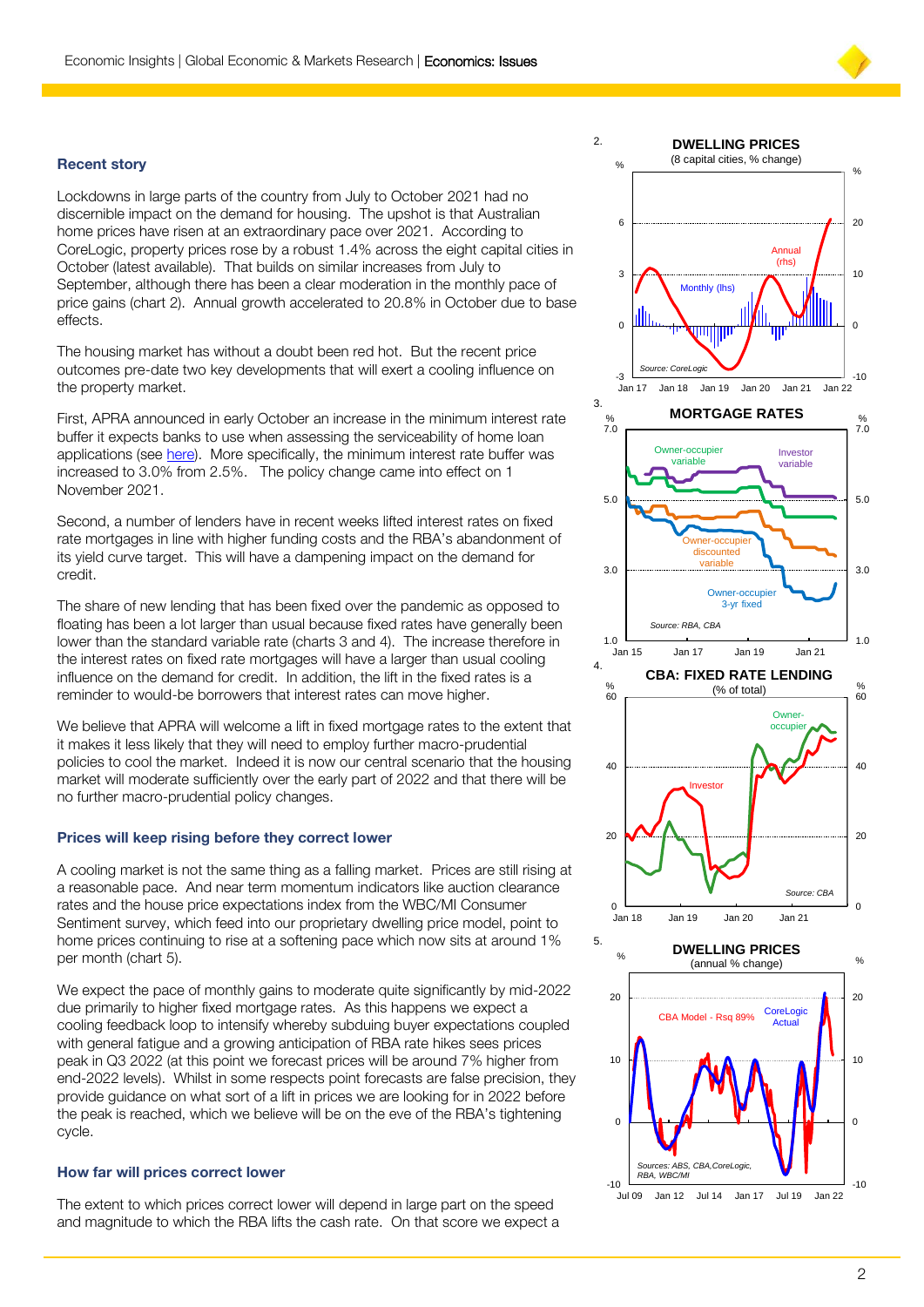## Recent story

Lockdowns in large parts of the country from July to October 2021 had no discernible impact on the demand for housing. The upshot is that Australian home prices have risen at an extraordinary pace over 2021. According to CoreLogic, property prices rose by a robust 1.4% across the eight capital cities in October (latest available). That builds on similar increases from July to September, although there has been a clear moderation in the monthly pace of price gains (chart 2). Annual growth accelerated to 20.8% in October due to base effects.

The housing market has without a doubt been red hot. But the recent price outcomes pre-date two key developments that will exert a cooling influence on the property market.

First, APRA announced in early October an increase in the minimum interest rate buffer it expects banks to use when assessing the serviceability of home loan applications (see here). More specifically, the minimum interest rate buffer was increased to 3.0% from 2.5%. The policy change came into effect on 1 November 2021.

Second, a number of lenders have in recent weeks lifted interest rates on fixed rate mortgages in line with higher funding costs and the RBA's abandonment of its yield curve target. This will have a dampening impact on the demand for credit.

The share of new lending that has been fixed over the pandemic as opposed to floating has been a lot larger than usual because fixed rates have generally been lower than the standard variable rate (charts 3 and 4). The increase therefore in the interest rates on fixed rate mortgages will have a larger than usual cooling influence on the demand for credit. In addition, the lift in the fixed rates is a reminder to would-be borrowers that interest rates can move higher.

We believe that APRA will welcome a lift in fixed mortgage rates to the extent that it makes it less likely that they will need to employ further macro-prudential policies to cool the market. Indeed it is now our central scenario that the housing market will moderate sufficiently over the early part of 2022 and that there will be no further macro-prudential policy changes.

## Prices will keep rising before they correct lower

A cooling market is not the same thing as a falling market. Prices are still rising at a reasonable pace. And near term momentum indicators like auction clearance rates and the house price expectations index from the WBC/MI Consumer Sentiment survey, which feed into our proprietary dwelling price model, point to home prices continuing to rise at a softening pace which now sits at around 1% per month (chart 5).

We expect the pace of monthly gains to moderate quite significantly by mid-2022 due primarily to higher fixed mortgage rates. As this happens we expect a cooling feedback loop to intensify whereby subduing buyer expectations coupled with general fatigue and a growing anticipation of RBA rate hikes sees prices peak in Q3 2022 (at this point we forecast prices will be around 7% higher from end-2022 levels). Whilst in some respects point forecasts are false precision, they provide guidance on what sort of a lift in prices we are looking for in 2022 before the peak is reached, which we believe will be on the eve of the RBA's tightening cycle.

## How far will prices correct lower

The extent to which prices correct lower will depend in large part on the speed and magnitude to which the RBA lifts the cash rate. On that score we expect a

2. **DWELLING PRICES** (8 capital cities, % change) — Monthly (lhs); Annual (rhs). Source: CoreLogic

3. **MORTGAGE RATES** — Owner-occupier variable; Investor variable; Owner-occupier discounted variable; Owner-occupier 3-yr fixed. Source: RBA, CBA

4. **CBA: FIXED RATE LENDING** (% of total) — Owner-occupier; Investor. Source: CBA

5. **DWELLING PRICES** (annual % change) — CBA Model - Rsq 89%; CoreLogic Actual. Sources: ABS, CBA, CoreLogic, RBA, WBC/MI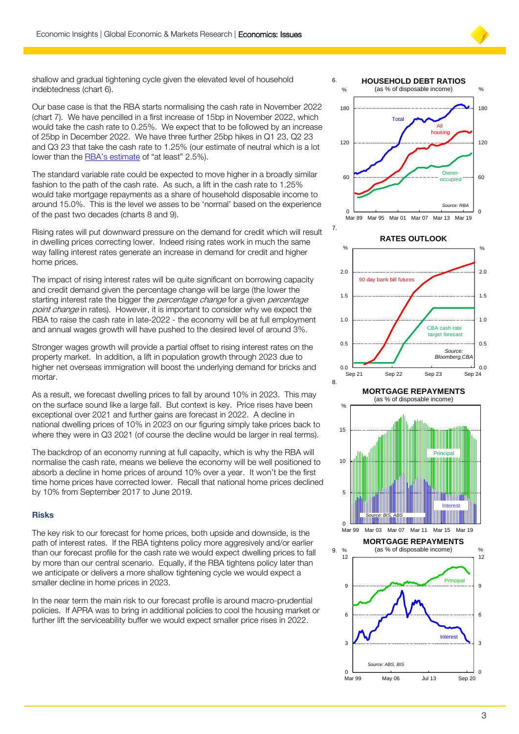shallow and gradual tightening cycle given the elevated level of household indebtedness (chart 6).

Our base case is that the RBA starts normalising the cash rate in November 2022 (chart 7). We have pencilled in a first increase of 15bp in November 2022, which would take the cash rate to 0.25%. We expect that to be followed by an increase of 25bp in December 2022. We have three further 25bp hikes in Q1 23, Q2 23 and Q3 23 that take the cash rate to 1.25% (our estimate of neutral which is a lot lower than the RBA's estimate of "at least" 2.5%).

The standard variable rate could be expected to move higher in a broadly similar fashion to the path of the cash rate. As such, a lift in the cash rate to 1.25% would take mortgage repayments as a share of household disposable income to around 15.0%. This is the level we asses to be 'normal' based on the experience of the past two decades (charts 8 and 9).

Rising rates will put downward pressure on the demand for credit which will result in dwelling prices correcting lower. Indeed rising rates work in much the same way falling interest rates generate an increase in demand for credit and higher home prices.

The impact of rising interest rates will be quite significant on borrowing capacity and credit demand given the percentage change will be large (the lower the starting interest rate the bigger the *percentage change* for a given *percentage point change* in rates). However, it is important to consider why we expect the RBA to raise the cash rate in late-2022 - the economy will be at full employment and annual wages growth will have pushed to the desired level of around 3%.

Stronger wages growth will provide a partial offset to rising interest rates on the property market. In addition, a lift in population growth through 2023 due to higher net overseas immigration will boost the underlying demand for bricks and mortar.

As a result, we forecast dwelling prices to fall by around 10% in 2023. This may on the surface sound like a large fall. But context is key. Price rises have been exceptional over 2021 and further gains are forecast in 2022. A decline in national dwelling prices of 10% in 2023 on our figuring simply take prices back to where they were in Q3 2021 (of course the decline would be larger in real terms).

The backdrop of an economy running at full capacity, which is why the RBA will normalise the cash rate, means we believe the economy will be well positioned to absorb a decline in home prices of around 10% over a year. It won't be the first time home prices have corrected lower. Recall that national home prices declined by 10% from September 2017 to June 2019.

### Risks

The key risk to our forecast for home prices, both upside and downside, is the path of interest rates. If the RBA tightens policy more aggressively and/or earlier than our forecast profile for the cash rate we would expect dwelling prices to fall by more than our central scenario. Equally, if the RBA tightens policy later than we anticipate or delivers a more shallow tightening cycle we would expect a smaller decline in home prices in 2023.

In the near term the main risk to our forecast profile is around macro-prudential policies. If APRA was to bring in additional policies to cool the housing market or further lift the serviceability buffer we would expect smaller price rises in 2022.

6. **HOUSEHOLD DEBT RATIOS** (as % of disposable income)

Total; All housing; Owner-occupied. Source: RBA

7. **RATES OUTLOOK**

90 day bank bill futures; CBA cash rate target forecast. Source: Bloomberg, CBA

8. **MORTGAGE REPAYMENTS** (as % of disposable income)

Principal; Interest. Source: BIS, ABS

9. **MORTGAGE REPAYMENTS** (as % of disposable income)

Principal; Interest. Source: ABS, BIS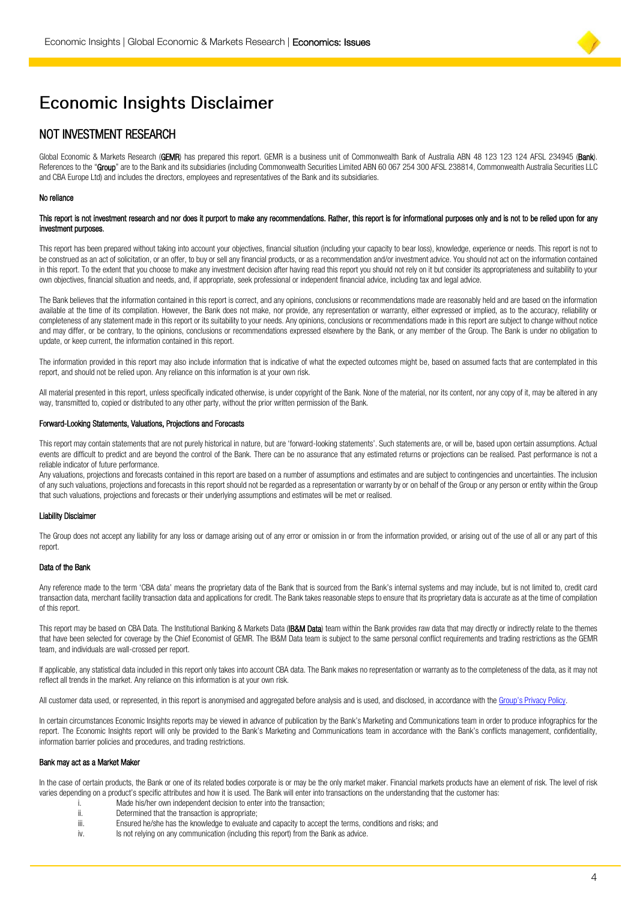# Economic Insights Disclaimer

## NOT INVESTMENT RESEARCH

Global Economic & Markets Research (**GEMR**) has prepared this report. GEMR is a business unit of Commonwealth Bank of Australia ABN 48 123 123 124 AFSL 234945 (**Bank**). References to the "**Group**" are to the Bank and its subsidiaries (including Commonwealth Securities Limited ABN 60 067 254 300 AFSL 238814, Commonwealth Australia Securities LLC and CBA Europe Ltd) and includes the directors, employees and representatives of the Bank and its subsidiaries.

#### No reliance

**This report is not investment research and nor does it purport to make any recommendations. Rather, this report is for informational purposes only and is not to be relied upon for any investment purposes.**

This report has been prepared without taking into account your objectives, financial situation (including your capacity to bear loss), knowledge, experience or needs. This report is not to be construed as an act of solicitation, or an offer, to buy or sell any financial products, or as a recommendation and/or investment advice. You should not act on the information contained in this report. To the extent that you choose to make any investment decision after having read this report you should not rely on it but consider its appropriateness and suitability to your own objectives, financial situation and needs, and, if appropriate, seek professional or independent financial advice, including tax and legal advice.

The Bank believes that the information contained in this report is correct, and any opinions, conclusions or recommendations made are reasonably held and are based on the information available at the time of its compilation. However, the Bank does not make, nor provide, any representation or warranty, either expressed or implied, as to the accuracy, reliability or completeness of any statement made in this report or its suitability to your needs. Any opinions, conclusions or recommendations made in this report are subject to change without notice and may differ, or be contrary, to the opinions, conclusions or recommendations expressed elsewhere by the Bank, or any member of the Group. The Bank is under no obligation to update, or keep current, the information contained in this report.

The information provided in this report may also include information that is indicative of what the expected outcomes might be, based on assumed facts that are contemplated in this report, and should not be relied upon. Any reliance on this information is at your own risk.

All material presented in this report, unless specifically indicated otherwise, is under copyright of the Bank. None of the material, nor its content, nor any copy of it, may be altered in any way, transmitted to, copied or distributed to any other party, without the prior written permission of the Bank.

#### Forward-Looking Statements, Valuations, Projections and Forecasts

This report may contain statements that are not purely historical in nature, but are 'forward-looking statements'. Such statements are, or will be, based upon certain assumptions. Actual events are difficult to predict and are beyond the control of the Bank. There can be no assurance that any estimated returns or projections can be realised. Past performance is not a reliable indicator of future performance.

Any valuations, projections and forecasts contained in this report are based on a number of assumptions and estimates and are subject to contingencies and uncertainties. The inclusion of any such valuations, projections and forecasts in this report should not be regarded as a representation or warranty by or on behalf of the Group or any person or entity within the Group that such valuations, projections and forecasts or their underlying assumptions and estimates will be met or realised.

#### Liability Disclaimer

The Group does not accept any liability for any loss or damage arising out of any error or omission in or from the information provided, or arising out of the use of all or any part of this report.

#### Data of the Bank

Any reference made to the term 'CBA data' means the proprietary data of the Bank that is sourced from the Bank's internal systems and may include, but is not limited to, credit card transaction data, merchant facility transaction data and applications for credit. The Bank takes reasonable steps to ensure that its proprietary data is accurate as at the time of compilation of this report.

This report may be based on CBA Data. The Institutional Banking & Markets Data (**IB&M Data**) team within the Bank provides raw data that may directly or indirectly relate to the themes that have been selected for coverage by the Chief Economist of GEMR. The IB&M Data team is subject to the same personal conflict requirements and trading restrictions as the GEMR team, and individuals are wall-crossed per report.

If applicable, any statistical data included in this report only takes into account CBA data. The Bank makes no representation or warranty as to the completeness of the data, as it may not reflect all trends in the market. Any reliance on this information is at your own risk.

All customer data used, or represented, in this report is anonymised and aggregated before analysis and is used, and disclosed, in accordance with the Group's Privacy Policy.

In certain circumstances Economic Insights reports may be viewed in advance of publication by the Bank's Marketing and Communications team in order to produce infographics for the report. The Economic Insights report will only be provided to the Bank's Marketing and Communications team in accordance with the Bank's conflicts management, confidentiality, information barrier policies and procedures, and trading restrictions.

#### Bank may act as a Market Maker

In the case of certain products, the Bank or one of its related bodies corporate is or may be the only market maker. Financial markets products have an element of risk. The level of risk varies depending on a product's specific attributes and how it is used. The Bank will enter into transactions on the understanding that the customer has:

i. Made his/her own independent decision to enter into the transaction;
ii. Determined that the transaction is appropriate;
iii. Ensured he/she has the knowledge to evaluate and capacity to accept the terms, conditions and risks; and
iv. Is not relying on any communication (including this report) from the Bank as advice.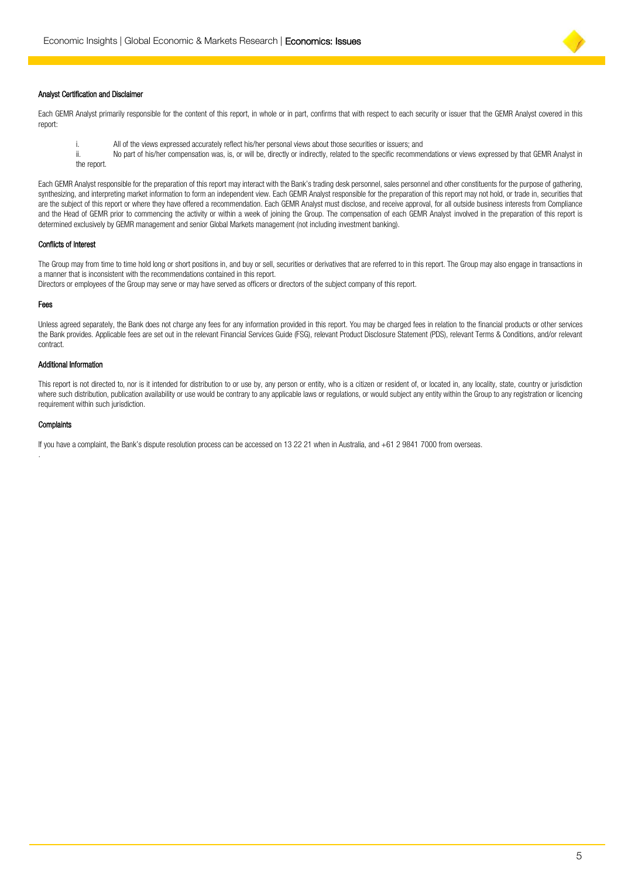#### Analyst Certification and Disclaimer

Each GEMR Analyst primarily responsible for the content of this report, in whole or in part, confirms that with respect to each security or issuer that the GEMR Analyst covered in this report:

i. All of the views expressed accurately reflect his/her personal views about those securities or issuers; and
ii. No part of his/her compensation was, is, or will be, directly or indirectly, related to the specific recommendations or views expressed by that GEMR Analyst in the report.

Each GEMR Analyst responsible for the preparation of this report may interact with the Bank's trading desk personnel, sales personnel and other constituents for the purpose of gathering, synthesizing, and interpreting market information to form an independent view. Each GEMR Analyst responsible for the preparation of this report may not hold, or trade in, securities that are the subject of this report or where they have offered a recommendation. Each GEMR Analyst must disclose, and receive approval, for all outside business interests from Compliance and the Head of GEMR prior to commencing the activity or within a week of joining the Group. The compensation of each GEMR Analyst involved in the preparation of this report is determined exclusively by GEMR management and senior Global Markets management (not including investment banking).

#### Conflicts of Interest

The Group may from time to time hold long or short positions in, and buy or sell, securities or derivatives that are referred to in this report. The Group may also engage in transactions in a manner that is inconsistent with the recommendations contained in this report.
Directors or employees of the Group may serve or may have served as officers or directors of the subject company of this report.

#### Fees

Unless agreed separately, the Bank does not charge any fees for any information provided in this report. You may be charged fees in relation to the financial products or other services the Bank provides. Applicable fees are set out in the relevant Financial Services Guide (FSG), relevant Product Disclosure Statement (PDS), relevant Terms & Conditions, and/or relevant contract.

#### Additional Information

This report is not directed to, nor is it intended for distribution to or use by, any person or entity, who is a citizen or resident of, or located in, any locality, state, country or jurisdiction where such distribution, publication availability or use would be contrary to any applicable laws or regulations, or would subject any entity within the Group to any registration or licencing requirement within such jurisdiction.

#### Complaints

If you have a complaint, the Bank's dispute resolution process can be accessed on 13 22 21 when in Australia, and +61 2 9841 7000 from overseas.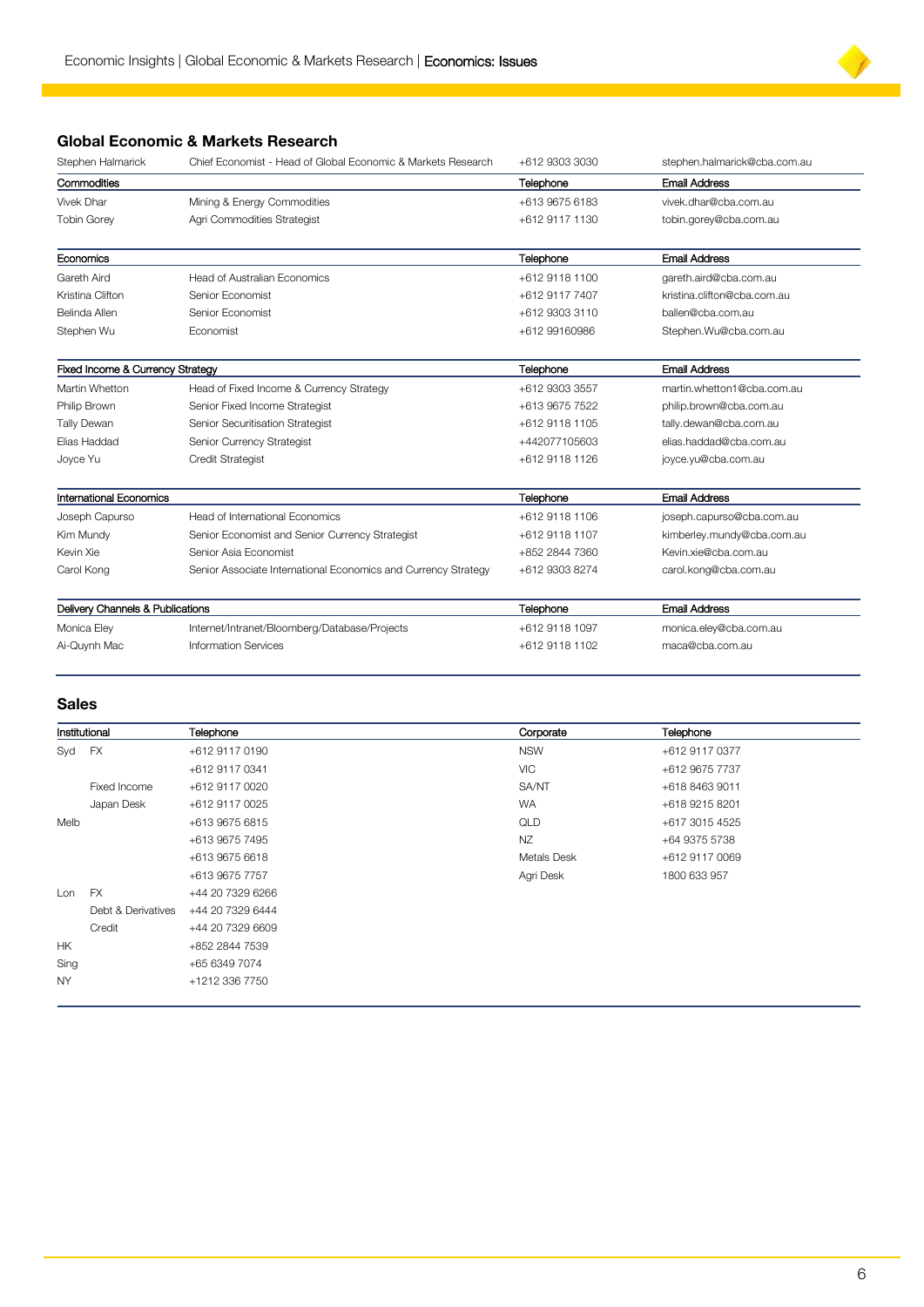## Global Economic & Markets Research

| | | | |
|---|---|---|---|
| Stephen Halmarick | Chief Economist - Head of Global Economic & Markets Research | +612 9303 3030 | stephen.halmarick@cba.com.au |

| Commodities | | Telephone | Email Address |
|---|---|---|---|
| Vivek Dhar | Mining & Energy Commodities | +613 9675 6183 | vivek.dhar@cba.com.au |
| Tobin Gorey | Agri Commodities Strategist | +612 9117 1130 | tobin.gorey@cba.com.au |

| Economics | | Telephone | Email Address |
|---|---|---|---|
| Gareth Aird | Head of Australian Economics | +612 9118 1100 | gareth.aird@cba.com.au |
| Kristina Clifton | Senior Economist | +612 9117 7407 | kristina.clifton@cba.com.au |
| Belinda Allen | Senior Economist | +612 9303 3110 | ballen@cba.com.au |
| Stephen Wu | Economist | +612 99160986 | Stephen.Wu@cba.com.au |

| Fixed Income & Currency Strategy | | Telephone | Email Address |
|---|---|---|---|
| Martin Whetton | Head of Fixed Income & Currency Strategy | +612 9303 3557 | martin.whetton1@cba.com.au |
| Philip Brown | Senior Fixed Income Strategist | +613 9675 7522 | philip.brown@cba.com.au |
| Tally Dewan | Senior Securitisation Strategist | +612 9118 1105 | tally.dewan@cba.com.au |
| Elias Haddad | Senior Currency Strategist | +442077105603 | elias.haddad@cba.com.au |
| Joyce Yu | Credit Strategist | +612 9118 1126 | joyce.yu@cba.com.au |

| International Economics | | Telephone | Email Address |
|---|---|---|---|
| Joseph Capurso | Head of International Economics | +612 9118 1106 | joseph.capurso@cba.com.au |
| Kim Mundy | Senior Economist and Senior Currency Strategist | +612 9118 1107 | kimberley.mundy@cba.com.au |
| Kevin Xie | Senior Asia Economist | +852 2844 7360 | Kevin.xie@cba.com.au |
| Carol Kong | Senior Associate International Economics and Currency Strategy | +612 9303 8274 | carol.kong@cba.com.au |

| Delivery Channels & Publications | | Telephone | Email Address |
|---|---|---|---|
| Monica Eley | Internet/Intranet/Bloomberg/Database/Projects | +612 9118 1097 | monica.eley@cba.com.au |
| Ai-Quynh Mac | Information Services | +612 9118 1102 | maca@cba.com.au |

## Sales

| Institutional | | Telephone | Corporate | Telephone |
|---|---|---|---|---|
| Syd | FX | +612 9117 0190 | NSW | +612 9117 0377 |
| | | +612 9117 0341 | VIC | +612 9675 7737 |
| | Fixed Income | +612 9117 0020 | SA/NT | +618 8463 9011 |
| | Japan Desk | +612 9117 0025 | WA | +618 9215 8201 |
| Melb | | +613 9675 6815 | QLD | +617 3015 4525 |
| | | +613 9675 7495 | NZ | +64 9375 5738 |
| | | +613 9675 6618 | Metals Desk | +612 9117 0069 |
| | | +613 9675 7757 | Agri Desk | 1800 633 957 |
| Lon | FX | +44 20 7329 6266 | | |
| | Debt & Derivatives | +44 20 7329 6444 | | |
| | Credit | +44 20 7329 6609 | | |
| HK | | +852 2844 7539 | | |
| Sing | | +65 6349 7074 | | |
| NY | | +1212 336 7750 | | |